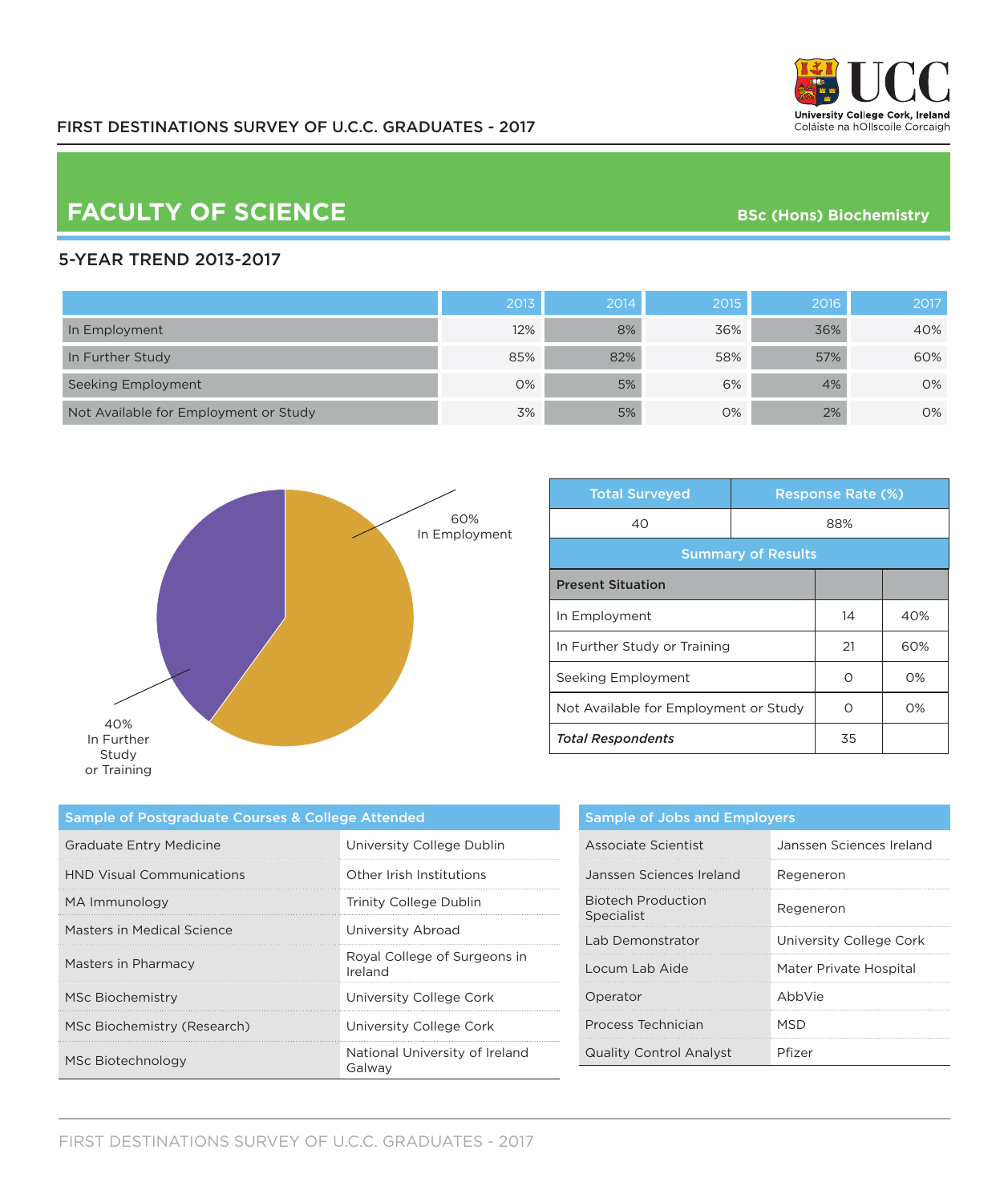FIRST DESTINATIONS SURVEY OF U.C.C. GRADUATES - 2017

University College Cork, Ireland
Coláiste na hOllscoile Corcaigh

# FACULTY OF SCIENCE

**BSc (Hons) Biochemistry**

## 5-YEAR TREND 2013-2017

| | 2013 | 2014 | 2015 | 2016 | 2017 |
|---|---|---|---|---|---|
| In Employment | 12% | 8% | 36% | 36% | 40% |
| In Further Study | 85% | 82% | 58% | 57% | 60% |
| Seeking Employment | 0% | 5% | 6% | 4% | 0% |
| Not Available for Employment or Study | 3% | 5% | 0% | 2% | 0% |

60% In Employment

40% In Further Study or Training

| Total Surveyed | Response Rate (%) |
|---|---|
| 40 | 88% |

**Summary of Results**

| Present Situation | | |
|---|---|---|
| In Employment | 14 | 40% |
| In Further Study or Training | 21 | 60% |
| Seeking Employment | 0 | 0% |
| Not Available for Employment or Study | 0 | 0% |
| ***Total Respondents*** | 35 | |

### Sample of Postgraduate Courses & College Attended

| Course | College |
|---|---|
| Graduate Entry Medicine | University College Dublin |
| HND Visual Communications | Other Irish Institutions |
| MA Immunology | Trinity College Dublin |
| Masters in Medical Science | University Abroad |
| Masters in Pharmacy | Royal College of Surgeons in Ireland |
| MSc Biochemistry | University College Cork |
| MSc Biochemistry (Research) | University College Cork |
| MSc Biotechnology | National University of Ireland Galway |

### Sample of Jobs and Employers

| Job | Employer |
|---|---|
| Associate Scientist | Janssen Sciences Ireland |
| Janssen Sciences Ireland | Regeneron |
| Biotech Production Specialist | Regeneron |
| Lab Demonstrator | University College Cork |
| Locum Lab Aide | Mater Private Hospital |
| Operator | AbbVie |
| Process Technician | MSD |
| Quality Control Analyst | Pfizer |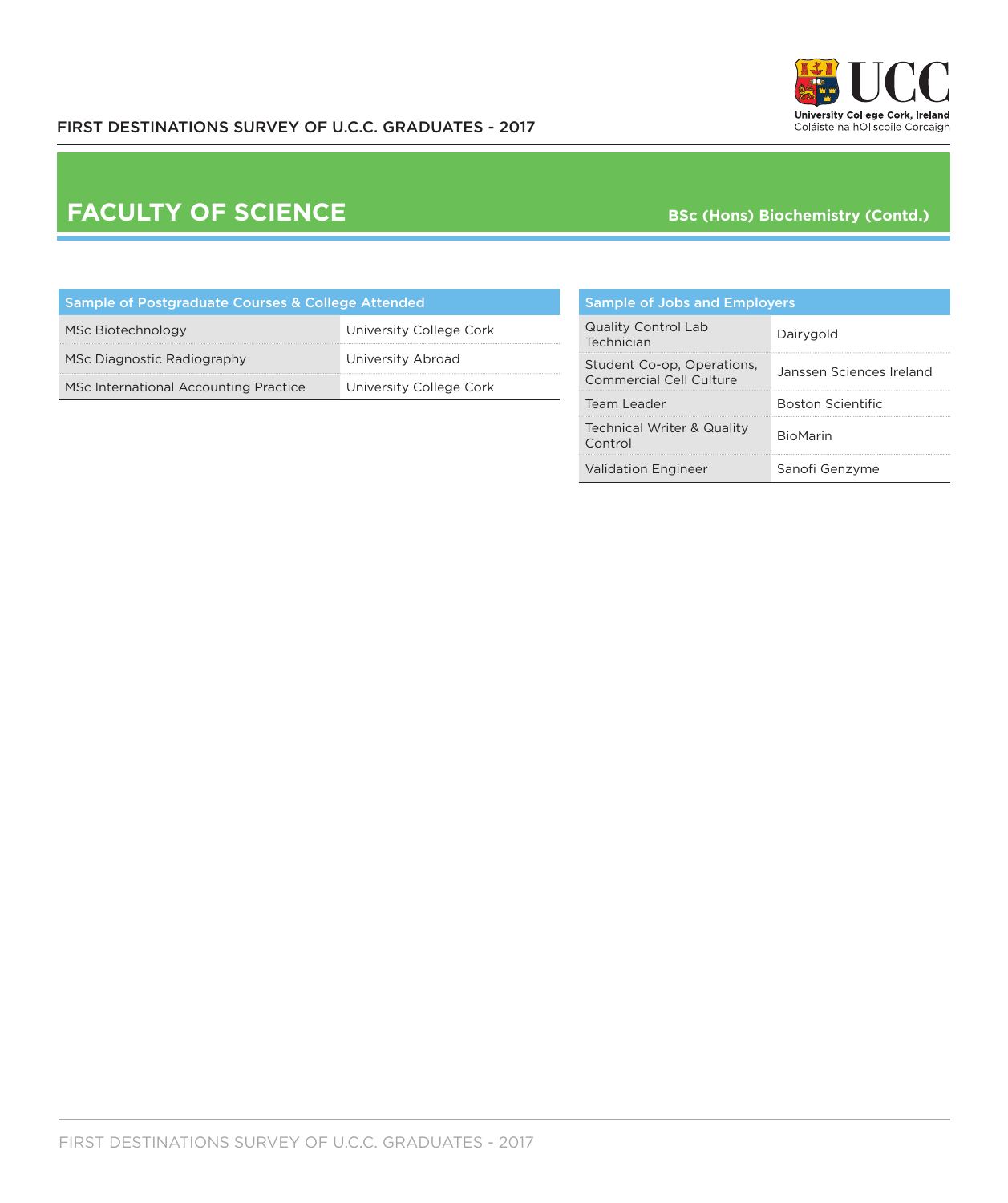# FACULTY OF SCIENCE

**BSc (Hons) Biochemistry (Contd.)**

| Sample of Postgraduate Courses & College Attended | |
|---|---|
| MSc Biotechnology | University College Cork |
| MSc Diagnostic Radiography | University Abroad |
| MSc International Accounting Practice | University College Cork |

| Sample of Jobs and Employers | |
|---|---|
| Quality Control Lab Technician | Dairygold |
| Student Co-op, Operations, Commercial Cell Culture | Janssen Sciences Ireland |
| Team Leader | Boston Scientific |
| Technical Writer & Quality Control | BioMarin |
| Validation Engineer | Sanofi Genzyme |